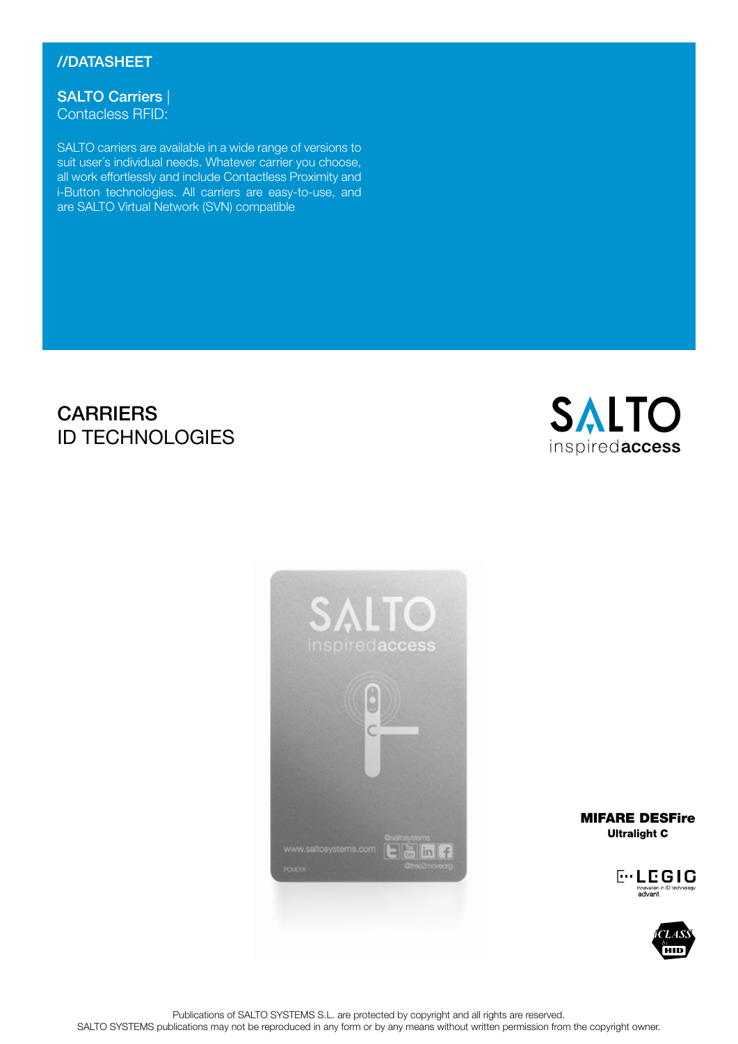//DATASHEET

## SALTO Carriers | Contacless RFID:

SALTO carriers are available in a wide range of versions to suit user´s individual needs. Whatever carrier you choose, all work effortlessly and include Contactless Proximity and i-Button technologies. All carriers are easy-to-use, and are SALTO Virtual Network (SVN) compatible

# CARRIERS
# ID TECHNOLOGIES

SALTO inspiredaccess

**MIFARE DESFire**
**Ultralight C**

LEGIC advant

iCLASS by HID

Publications of SALTO SYSTEMS S.L. are protected by copyright and all rights are reserved.
SALTO SYSTEMS publications may not be reproduced in any form or by any means without written permission from the copyright owner.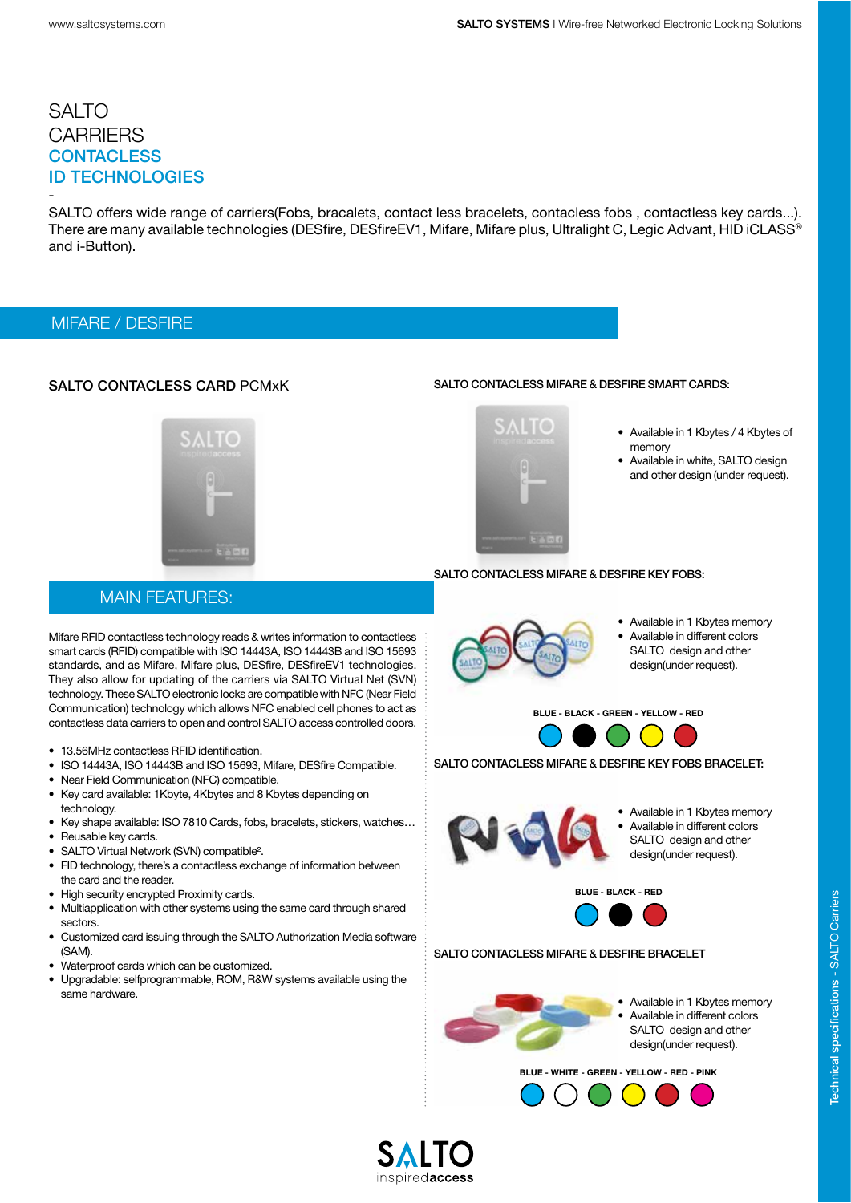# SALTO CARRIERS CONTACLESS ID TECHNOLOGIES

-

SALTO offers wide range of carriers(Fobs, bracalets, contact less bracelets, contacless fobs , contactless key cards...). There are many available technologies (DESfire, DESfireEV1, Mifare, Mifare plus, Ultralight C, Legic Advant, HID iCLASS® and i-Button).

## MIFARE / DESFIRE

### SALTO CONTACLESS CARD PCMxK

### MAIN FEATURES:

Mifare RFID contactless technology reads & writes information to contactless smart cards (RFID) compatible with ISO 14443A, ISO 14443B and ISO 15693 standards, and as Mifare, Mifare plus, DESfire, DESfireEV1 technologies. They also allow for updating of the carriers via SALTO Virtual Net (SVN) technology. These SALTO electronic locks are compatible with NFC (Near Field Communication) technology which allows NFC enabled cell phones to act as contactless data carriers to open and control SALTO access controlled doors.

- 13.56MHz contactless RFID identification.
- ISO 14443A, ISO 14443B and ISO 15693, Mifare, DESfire Compatible.
- Near Field Communication (NFC) compatible.
- Key card available: 1Kbyte, 4Kbytes and 8 Kbytes depending on technology.
- Key shape available: ISO 7810 Cards, fobs, bracelets, stickers, watches…
- Reusable key cards.
- SALTO Virtual Network (SVN) compatible².
- FID technology, there's a contactless exchange of information between the card and the reader.
- High security encrypted Proximity cards.
- Multiapplication with other systems using the same card through shared sectors.
- Customized card issuing through the SALTO Authorization Media software (SAM).
- Waterproof cards which can be customized.
- Upgradable: selfprogrammable, ROM, R&W systems available using the same hardware.

### SALTO CONTACLESS MIFARE & DESFIRE SMART CARDS:

- Available in 1 Kbytes / 4 Kbytes of memory
- Available in white, SALTO design and other design (under request).

### SALTO CONTACLESS MIFARE & DESFIRE KEY FOBS:

- Available in 1 Kbytes memory
- Available in different colors SALTO design and other design(under request).

BLUE - BLACK - GREEN - YELLOW - RED

### SALTO CONTACLESS MIFARE & DESFIRE KEY FOBS BRACELET:

- Available in 1 Kbytes memory
- Available in different colors SALTO design and other design(under request).

BLUE - BLACK - RED

### SALTO CONTACLESS MIFARE & DESFIRE BRACELET

- Available in 1 Kbytes memory
- Available in different colors SALTO design and other design(under request).

BLUE - WHITE - GREEN - YELLOW - RED - PINK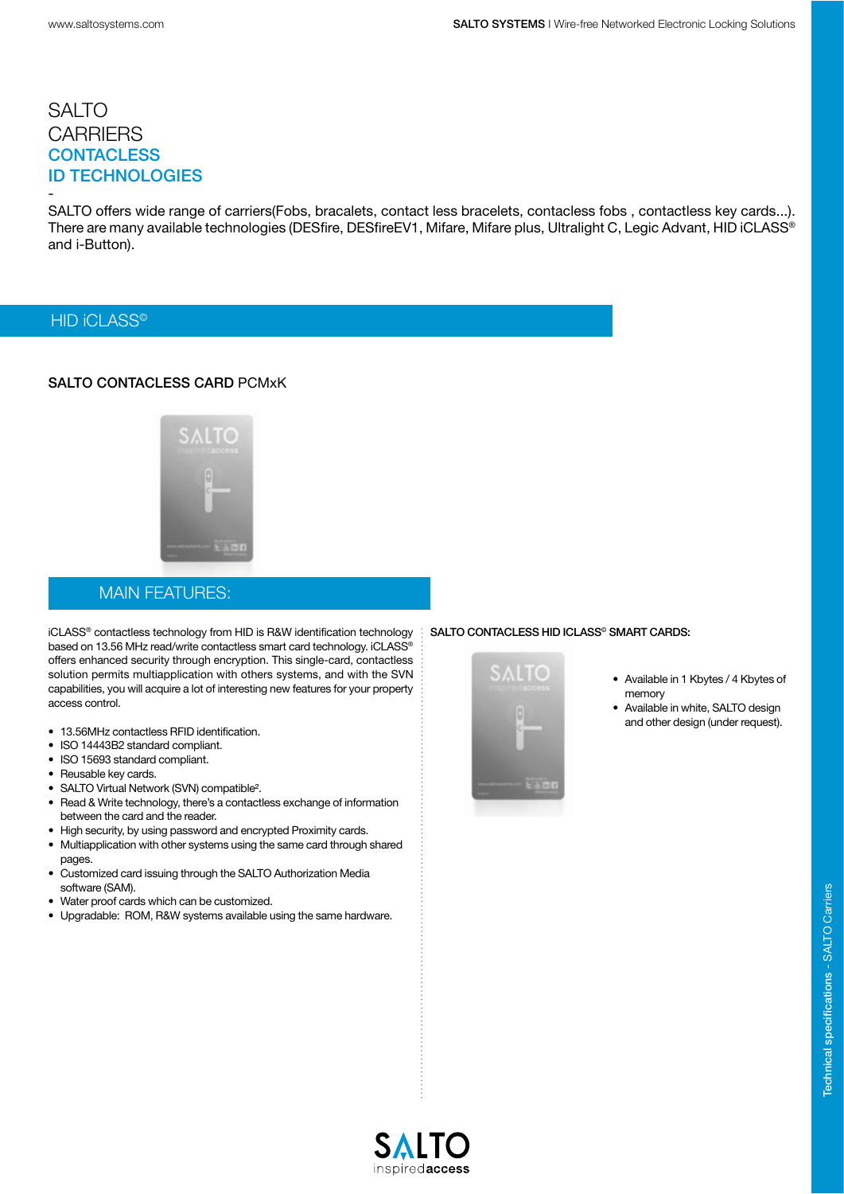# SALTO CARRIERS CONTACLESS ID TECHNOLOGIES

-

SALTO offers wide range of carriers(Fobs, bracalets, contact less bracelets, contacless fobs , contactless key cards...). There are many available technologies (DESfire, DESfireEV1, Mifare, Mifare plus, Ultralight C, Legic Advant, HID iCLASS® and i-Button).

## HID iCLASS©

### SALTO CONTACLESS CARD PCMxK

### MAIN FEATURES:

iCLASS® contactless technology from HID is R&W identification technology based on 13.56 MHz read/write contactless smart card technology. iCLASS® offers enhanced security through encryption. This single-card, contactless solution permits multiapplication with others systems, and with the SVN capabilities, you will acquire a lot of interesting new features for your property access control.

- 13.56MHz contactless RFID identification.
- ISO 14443B2 standard compliant.
- ISO 15693 standard compliant.
- Reusable key cards.
- SALTO Virtual Network (SVN) compatible².
- Read & Write technology, there's a contactless exchange of information between the card and the reader.
- High security, by using password and encrypted Proximity cards.
- Multiapplication with other systems using the same card through shared pages.
- Customized card issuing through the SALTO Authorization Media software (SAM).
- Water proof cards which can be customized.
- Upgradable: ROM, R&W systems available using the same hardware.

**SALTO CONTACLESS HID ICLASS© SMART CARDS:**

- Available in 1 Kbytes / 4 Kbytes of memory
- Available in white, SALTO design and other design (under request).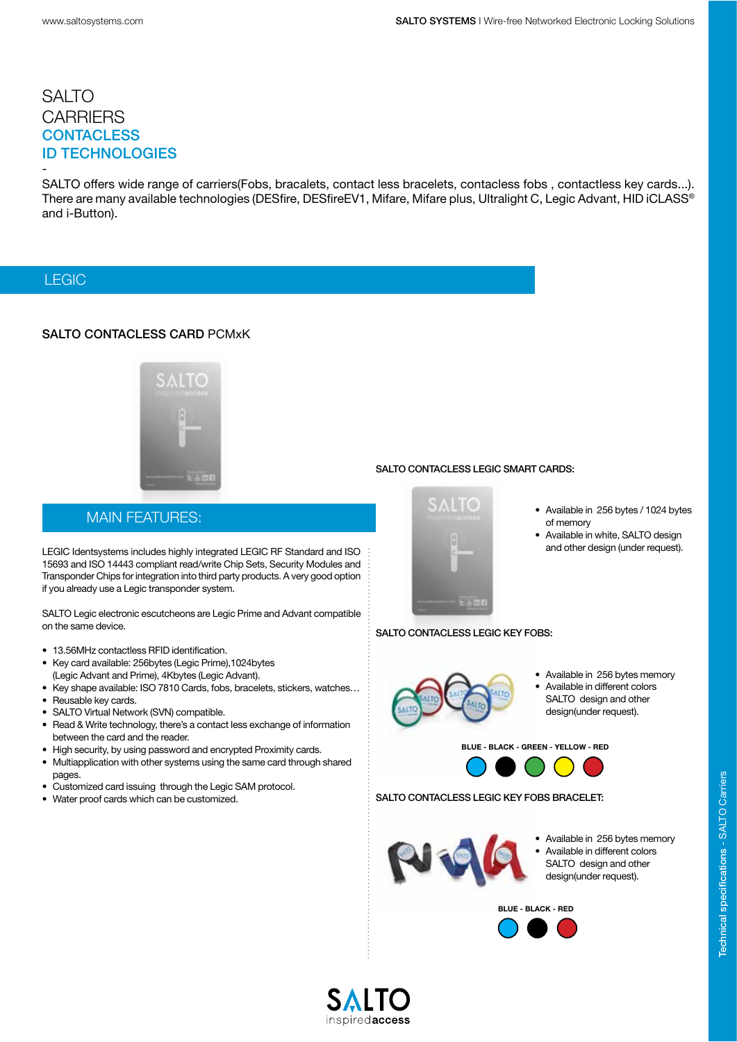# SALTO CARRIERS CONTACLESS ID TECHNOLOGIES

-

SALTO offers wide range of carriers(Fobs, bracalets, contact less bracelets, contacless fobs , contactless key cards...). There are many available technologies (DESfire, DESfireEV1, Mifare, Mifare plus, Ultralight C, Legic Advant, HID iCLASS® and i-Button).

## LEGIC

### SALTO CONTACLESS CARD PCMxK

#### MAIN FEATURES:

LEGIC Identsystems includes highly integrated LEGIC RF Standard and ISO 15693 and ISO 14443 compliant read/write Chip Sets, Security Modules and Transponder Chips for integration into third party products. A very good option if you already use a Legic transponder system.

SALTO Legic electronic escutcheons are Legic Prime and Advant compatible on the same device.

- 13.56MHz contactless RFID identification.
- Key card available: 256bytes (Legic Prime),1024bytes (Legic Advant and Prime), 4Kbytes (Legic Advant).
- Key shape available: ISO 7810 Cards, fobs, bracelets, stickers, watches…
- Reusable key cards.
- SALTO Virtual Network (SVN) compatible.
- Read & Write technology, there's a contact less exchange of information between the card and the reader.
- High security, by using password and encrypted Proximity cards.
- Multiapplication with other systems using the same card through shared pages.
- Customized card issuing through the Legic SAM protocol.
- Water proof cards which can be customized.

### SALTO CONTACLESS LEGIC SMART CARDS:

- Available in 256 bytes / 1024 bytes of memory
- Available in white, SALTO design and other design (under request).

### SALTO CONTACLESS LEGIC KEY FOBS:

- Available in 256 bytes memory
- Available in different colors SALTO design and other design(under request).

BLUE - BLACK - GREEN - YELLOW - RED

### SALTO CONTACLESS LEGIC KEY FOBS BRACELET:

- Available in 256 bytes memory
- Available in different colors SALTO design and other design(under request).

BLUE - BLACK - RED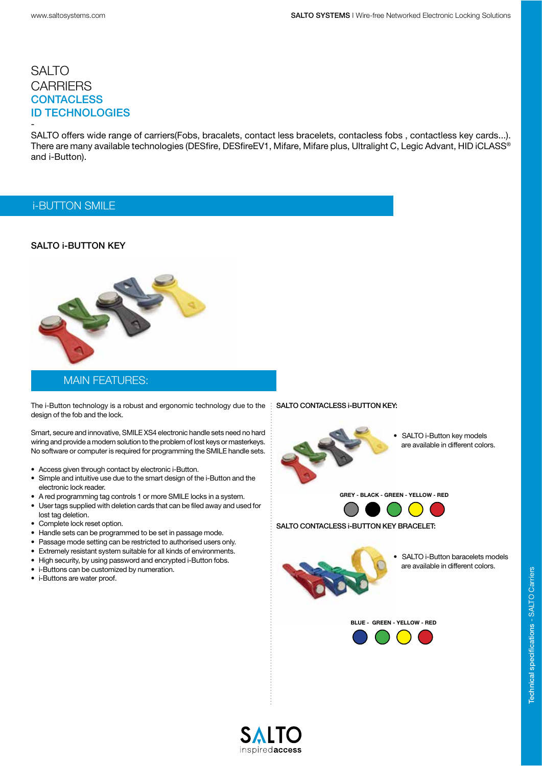# SALTO CARRIERS

## CONTACLESS ID TECHNOLOGIES

-

SALTO offers wide range of carriers(Fobs, bracalets, contact less bracelets, contacless fobs , contactless key cards...). There are many available technologies (DESfire, DESfireEV1, Mifare, Mifare plus, Ultralight C, Legic Advant, HID iCLASS® and i-Button).

## i-BUTTON SMILE

### SALTO i-BUTTON KEY

### MAIN FEATURES:

The i-Button technology is a robust and ergonomic technology due to the design of the fob and the lock.

Smart, secure and innovative, SMILE XS4 electronic handle sets need no hard wiring and provide a modern solution to the problem of lost keys or masterkeys. No software or computer is required for programming the SMILE handle sets.

- Access given through contact by electronic i-Button.
- Simple and intuitive use due to the smart design of the i-Button and the electronic lock reader.
- A red programming tag controls 1 or more SMILE locks in a system.
- User tags supplied with deletion cards that can be filed away and used for lost tag deletion.
- Complete lock reset option.
- Handle sets can be programmed to be set in passage mode.
- Passage mode setting can be restricted to authorised users only.
- Extremely resistant system suitable for all kinds of environments.
- High security, by using password and encrypted i-Button fobs.
- i-Buttons can be customized by numeration.
- i-Buttons are water proof.

**SALTO CONTACLESS i-BUTTON KEY:**

- SALTO i-Button key models are available in different colors.

**GREY - BLACK - GREEN - YELLOW - RED**

**SALTO CONTACLESS i-BUTTON KEY BRACELET:**

- SALTO i-Button baracelets models are available in different colors.

**BLUE - GREEN - YELLOW - RED**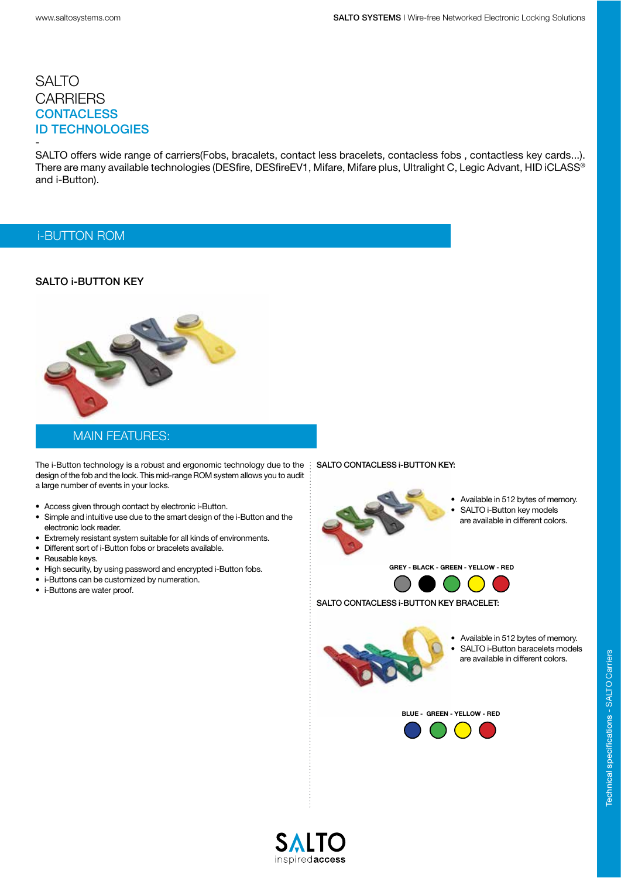# SALTO CARRIERS CONTACLESS ID TECHNOLOGIES

-

SALTO offers wide range of carriers(Fobs, bracalets, contact less bracelets, contacless fobs , contactless key cards...). There are many available technologies (DESfire, DESfireEV1, Mifare, Mifare plus, Ultralight C, Legic Advant, HID iCLASS® and i-Button).

## i-BUTTON ROM

### SALTO i-BUTTON KEY

### MAIN FEATURES:

The i-Button technology is a robust and ergonomic technology due to the design of the fob and the lock. This mid-range ROM system allows you to audit a large number of events in your locks.

- Access given through contact by electronic i-Button.
- Simple and intuitive use due to the smart design of the i-Button and the electronic lock reader.
- Extremely resistant system suitable for all kinds of environments.
- Different sort of i-Button fobs or bracelets available.
- Reusable keys.
- High security, by using password and encrypted i-Button fobs.
- i-Buttons can be customized by numeration.
- i-Buttons are water proof.

**SALTO CONTACLESS i-BUTTON KEY:**

- Available in 512 bytes of memory.
- SALTO i-Button key models are available in different colors.

**GREY - BLACK - GREEN - YELLOW - RED**

**SALTO CONTACLESS i-BUTTON KEY BRACELET:**

- Available in 512 bytes of memory.
- SALTO i-Button baracelets models are available in different colors.

**BLUE - GREEN - YELLOW - RED**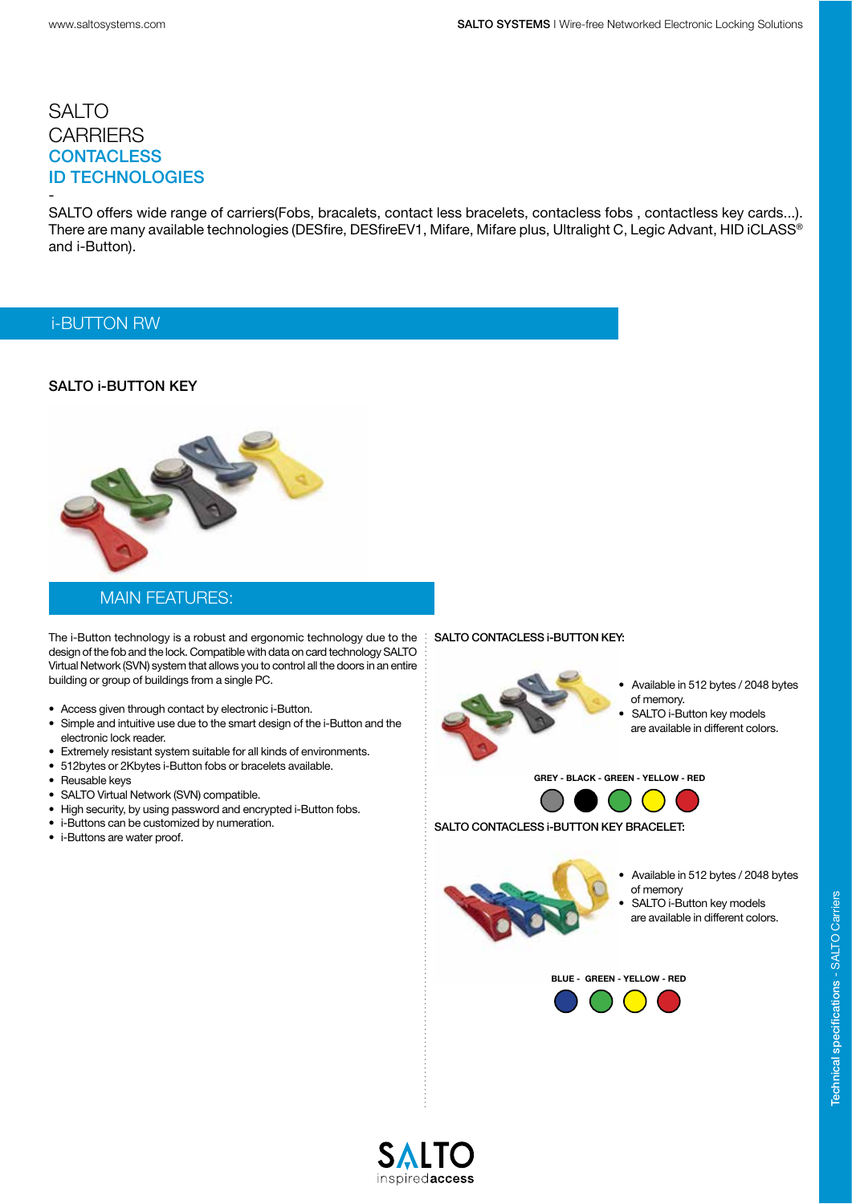# SALTO CARRIERS

## CONTACLESS ID TECHNOLOGIES

-

SALTO offers wide range of carriers(Fobs, bracalets, contact less bracelets, contaceless fobs , contactless key cards...). There are many available technologies (DESfire, DESfireEV1, Mifare, Mifare plus, Ultralight C, Legic Advant, HID iCLASS® and i-Button).

## i-BUTTON RW

### SALTO i-BUTTON KEY

### MAIN FEATURES:

The i-Button technology is a robust and ergonomic technology due to the design of the fob and the lock. Compatible with data on card technology SALTO Virtual Network (SVN) system that allows you to control all the doors in an entire building or group of buildings from a single PC.

- Access given through contact by electronic i-Button.
- Simple and intuitive use due to the smart design of the i-Button and the electronic lock reader.
- Extremely resistant system suitable for all kinds of environments.
- 512bytes or 2Kbytes i-Button fobs or bracelets available.
- Reusable keys
- SALTO Virtual Network (SVN) compatible.
- High security, by using password and encrypted i-Button fobs.
- i-Buttons can be customized by numeration.
- i-Buttons are water proof.

#### SALTO CONTACLESS i-BUTTON KEY:

- Available in 512 bytes / 2048 bytes of memory.
- SALTO i-Button key models are available in different colors.

GREY - BLACK - GREEN - YELLOW - RED

#### SALTO CONTACLESS i-BUTTON KEY BRACELET:

- Available in 512 bytes / 2048 bytes of memory
- SALTO i-Button key models are available in different colors.

BLUE - GREEN - YELLOW - RED